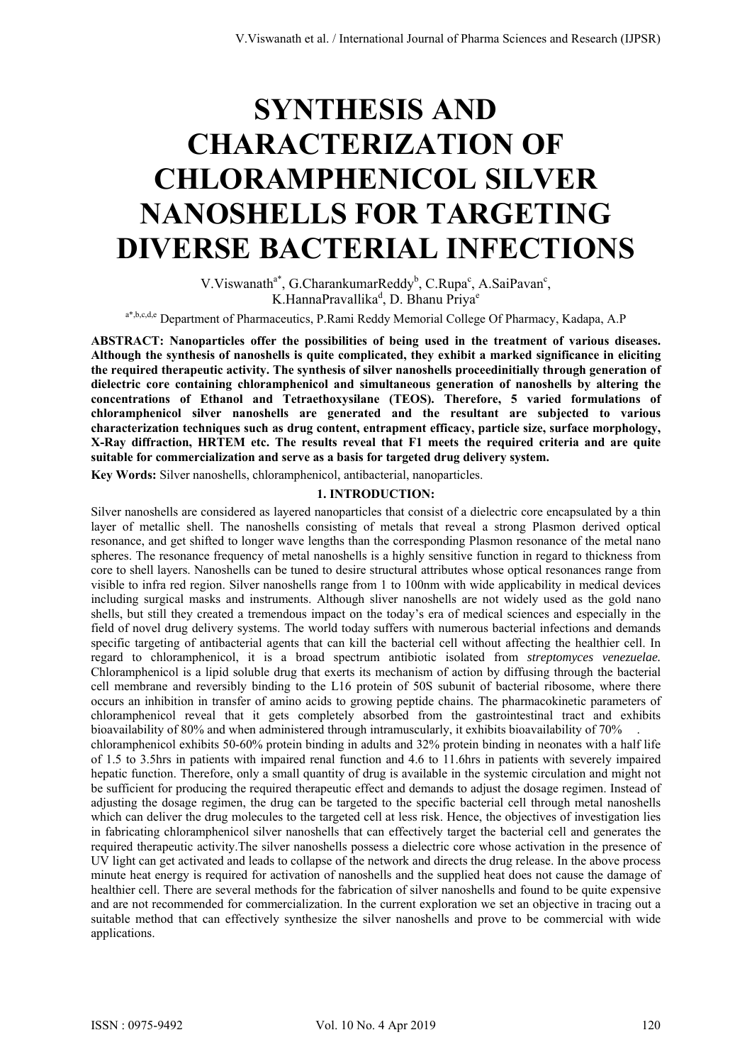# SYNTHESIS AND CHARACTERIZATION OF CHLORAMPHENICOL SILVER NANOSHELLS FOR TARGETING DIVERSE BACTERIAL INFECTIONS

V.Viswanath[a*], G.CharankumarReddy[b], C.Rupa[c], A.SaiPavan[c], K.HannaPravallika[d], D. Bhanu Priya[e]

[a*,b,c,d,e] Department of Pharmaceutics, P.Rami Reddy Memorial College Of Pharmacy, Kadapa, A.P

**ABSTRACT: Nanoparticles offer the possibilities of being used in the treatment of various diseases. Although the synthesis of nanoshells is quite complicated, they exhibit a marked significance in eliciting the required therapeutic activity. The synthesis of silver nanoshells proceedinitially through generation of dielectric core containing chloramphenicol and simultaneous generation of nanoshells by altering the concentrations of Ethanol and Tetraethoxysilane (TEOS). Therefore, 5 varied formulations of chloramphenicol silver nanoshells are generated and the resultant are subjected to various characterization techniques such as drug content, entrapment efficacy, particle size, surface morphology, X-Ray diffraction, HRTEM etc. The results reveal that F1 meets the required criteria and are quite suitable for commercialization and serve as a basis for targeted drug delivery system.**

**Key Words:** Silver nanoshells, chloramphenicol, antibacterial, nanoparticles.

## 1. INTRODUCTION:

Silver nanoshells are considered as layered nanoparticles that consist of a dielectric core encapsulated by a thin layer of metallic shell. The nanoshells consisting of metals that reveal a strong Plasmon derived optical resonance, and get shifted to longer wave lengths than the corresponding Plasmon resonance of the metal nano spheres. The resonance frequency of metal nanoshells is a highly sensitive function in regard to thickness from core to shell layers. Nanoshells can be tuned to desire structural attributes whose optical resonances range from visible to infra red region. Silver nanoshells range from 1 to 100nm with wide applicability in medical devices including surgical masks and instruments. Although sliver nanoshells are not widely used as the gold nano shells, but still they created a tremendous impact on the today's era of medical sciences and especially in the field of novel drug delivery systems. The world today suffers with numerous bacterial infections and demands specific targeting of antibacterial agents that can kill the bacterial cell without affecting the healthier cell. In regard to chloramphenicol, it is a broad spectrum antibiotic isolated from *streptomyces venezuelae.* Chloramphenicol is a lipid soluble drug that exerts its mechanism of action by diffusing through the bacterial cell membrane and reversibly binding to the L16 protein of 50S subunit of bacterial ribosome, where there occurs an inhibition in transfer of amino acids to growing peptide chains. The pharmacokinetic parameters of chloramphenicol reveal that it gets completely absorbed from the gastrointestinal tract and exhibits bioavailability of 80% and when administered through intramuscularly, it exhibits bioavailability of 70% . chloramphenicol exhibits 50-60% protein binding in adults and 32% protein binding in neonates with a half life of 1.5 to 3.5hrs in patients with impaired renal function and 4.6 to 11.6hrs in patients with severely impaired hepatic function. Therefore, only a small quantity of drug is available in the systemic circulation and might not be sufficient for producing the required therapeutic effect and demands to adjust the dosage regimen. Instead of adjusting the dosage regimen, the drug can be targeted to the specific bacterial cell through metal nanoshells which can deliver the drug molecules to the targeted cell at less risk. Hence, the objectives of investigation lies in fabricating chloramphenicol silver nanoshells that can effectively target the bacterial cell and generates the required therapeutic activity.The silver nanoshells possess a dielectric core whose activation in the presence of UV light can get activated and leads to collapse of the network and directs the drug release. In the above process minute heat energy is required for activation of nanoshells and the supplied heat does not cause the damage of healthier cell. There are several methods for the fabrication of silver nanoshells and found to be quite expensive and are not recommended for commercialization. In the current exploration we set an objective in tracing out a suitable method that can effectively synthesize the silver nanoshells and prove to be commercial with wide applications.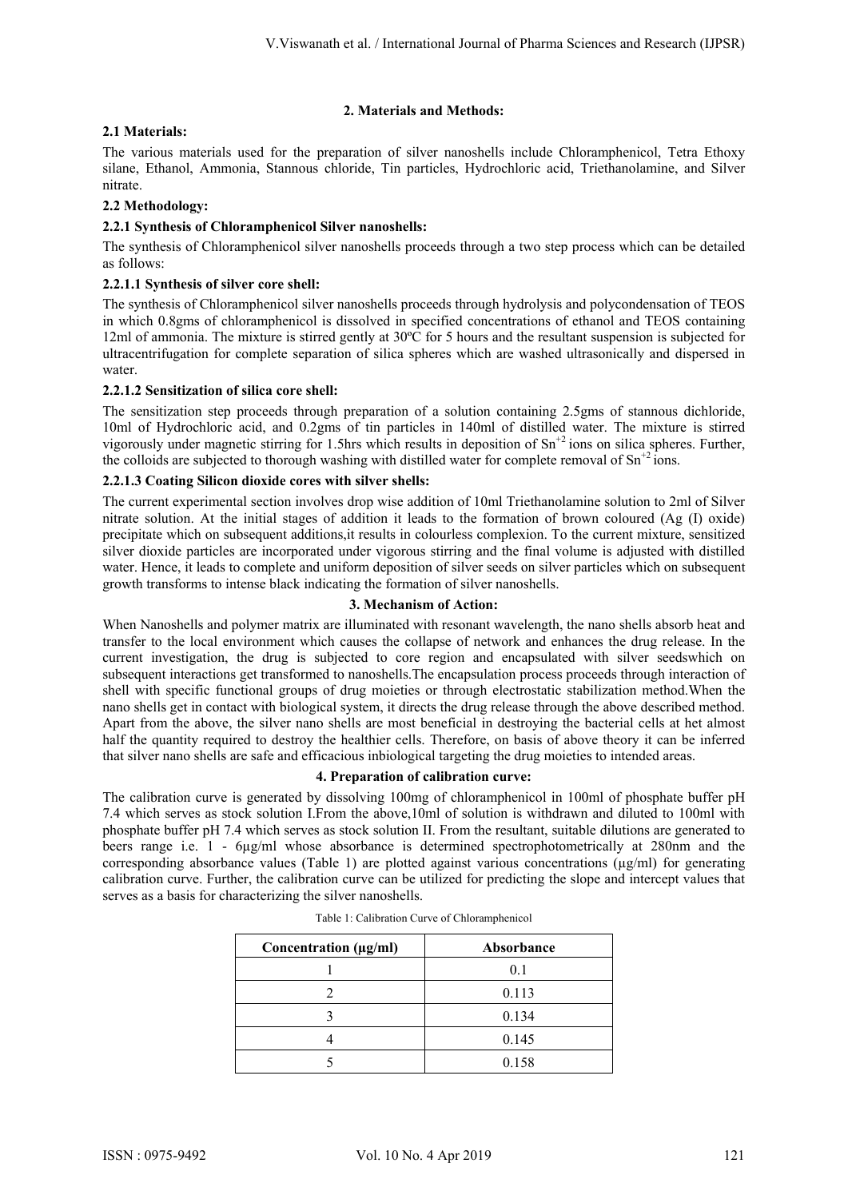## 2. Materials and Methods:

### 2.1 Materials:

The various materials used for the preparation of silver nanoshells include Chloramphenicol, Tetra Ethoxy silane, Ethanol, Ammonia, Stannous chloride, Tin particles, Hydrochloric acid, Triethanolamine, and Silver nitrate.

### 2.2 Methodology:

#### 2.2.1 Synthesis of Chloramphenicol Silver nanoshells:

The synthesis of Chloramphenicol silver nanoshells proceeds through a two step process which can be detailed as follows:

#### 2.2.1.1 Synthesis of silver core shell:

The synthesis of Chloramphenicol silver nanoshells proceeds through hydrolysis and polycondensation of TEOS in which 0.8gms of chloramphenicol is dissolved in specified concentrations of ethanol and TEOS containing 12ml of ammonia. The mixture is stirred gently at 30ºC for 5 hours and the resultant suspension is subjected for ultracentrifugation for complete separation of silica spheres which are washed ultrasonically and dispersed in water.

#### 2.2.1.2 Sensitization of silica core shell:

The sensitization step proceeds through preparation of a solution containing 2.5gms of stannous dichloride, 10ml of Hydrochloric acid, and 0.2gms of tin particles in 140ml of distilled water. The mixture is stirred vigorously under magnetic stirring for 1.5hrs which results in deposition of $Sn^{+2}$ ions on silica spheres. Further, the colloids are subjected to thorough washing with distilled water for complete removal of $Sn^{+2}$ ions.

#### 2.2.1.3 Coating Silicon dioxide cores with silver shells:

The current experimental section involves drop wise addition of 10ml Triethanolamine solution to 2ml of Silver nitrate solution. At the initial stages of addition it leads to the formation of brown coloured (Ag (I) oxide) precipitate which on subsequent additions,it results in colourless complexion. To the current mixture, sensitized silver dioxide particles are incorporated under vigorous stirring and the final volume is adjusted with distilled water. Hence, it leads to complete and uniform deposition of silver seeds on silver particles which on subsequent growth transforms to intense black indicating the formation of silver nanoshells.

## 3. Mechanism of Action:

When Nanoshells and polymer matrix are illuminated with resonant wavelength, the nano shells absorb heat and transfer to the local environment which causes the collapse of network and enhances the drug release. In the current investigation, the drug is subjected to core region and encapsulated with silver seedswhich on subsequent interactions get transformed to nanoshells.The encapsulation process proceeds through interaction of shell with specific functional groups of drug moieties or through electrostatic stabilization method.When the nano shells get in contact with biological system, it directs the drug release through the above described method. Apart from the above, the silver nano shells are most beneficial in destroying the bacterial cells at het almost half the quantity required to destroy the healthier cells. Therefore, on basis of above theory it can be inferred that silver nano shells are safe and efficacious inbiological targeting the drug moieties to intended areas.

## 4. Preparation of calibration curve:

The calibration curve is generated by dissolving 100mg of chloramphenicol in 100ml of phosphate buffer pH 7.4 which serves as stock solution I.From the above,10ml of solution is withdrawn and diluted to 100ml with phosphate buffer pH 7.4 which serves as stock solution II. From the resultant, suitable dilutions are generated to beers range i.e. 1 - 6µg/ml whose absorbance is determined spectrophotometrically at 280nm and the corresponding absorbance values (Table 1) are plotted against various concentrations (µg/ml) for generating calibration curve. Further, the calibration curve can be utilized for predicting the slope and intercept values that serves as a basis for characterizing the silver nanoshells.

Table 1: Calibration Curve of Chloramphenicol

| Concentration (µg/ml) | Absorbance |
|---|---|
| 1 | 0.1 |
| 2 | 0.113 |
| 3 | 0.134 |
| 4 | 0.145 |
| 5 | 0.158 |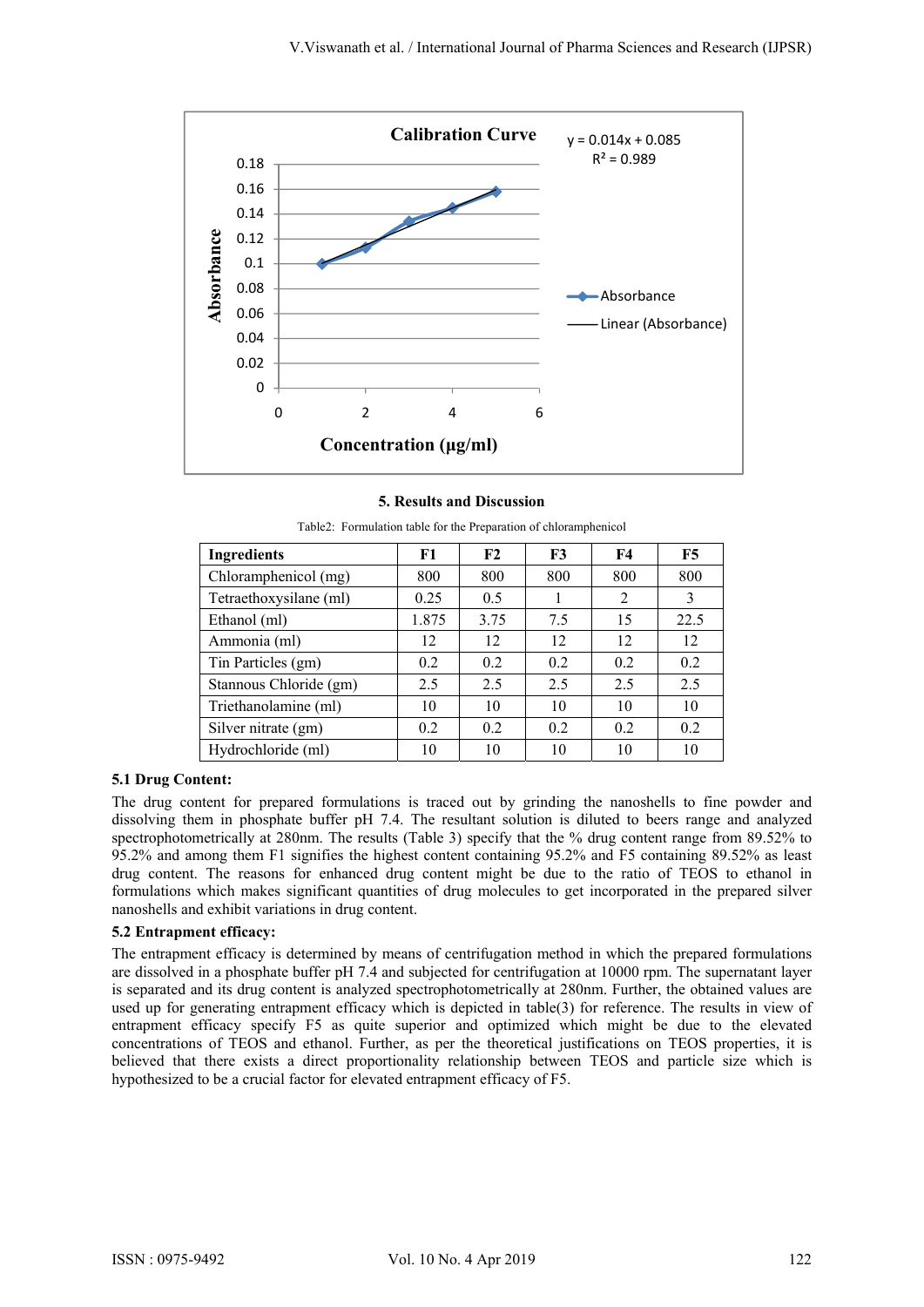## 5. Results and Discussion

Table2: Formulation table for the Preparation of chloramphenicol

| Ingredients | F1 | F2 | F3 | F4 | F5 |
|---|---|---|---|---|---|
| Chloramphenicol (mg) | 800 | 800 | 800 | 800 | 800 |
| Tetraethoxysilane (ml) | 0.25 | 0.5 | 1 | 2 | 3 |
| Ethanol (ml) | 1.875 | 3.75 | 7.5 | 15 | 22.5 |
| Ammonia (ml) | 12 | 12 | 12 | 12 | 12 |
| Tin Particles (gm) | 0.2 | 0.2 | 0.2 | 0.2 | 0.2 |
| Stannous Chloride (gm) | 2.5 | 2.5 | 2.5 | 2.5 | 2.5 |
| Triethanolamine (ml) | 10 | 10 | 10 | 10 | 10 |
| Silver nitrate (gm) | 0.2 | 0.2 | 0.2 | 0.2 | 0.2 |
| Hydrochloride (ml) | 10 | 10 | 10 | 10 | 10 |

### 5.1 Drug Content:

The drug content for prepared formulations is traced out by grinding the nanoshells to fine powder and dissolving them in phosphate buffer pH 7.4. The resultant solution is diluted to beers range and analyzed spectrophotometrically at 280nm. The results (Table 3) specify that the % drug content range from 89.52% to 95.2% and among them F1 signifies the highest content containing 95.2% and F5 containing 89.52% as least drug content. The reasons for enhanced drug content might be due to the ratio of TEOS to ethanol in formulations which makes significant quantities of drug molecules to get incorporated in the prepared silver nanoshells and exhibit variations in drug content.

### 5.2 Entrapment efficacy:

The entrapment efficacy is determined by means of centrifugation method in which the prepared formulations are dissolved in a phosphate buffer pH 7.4 and subjected for centrifugation at 10000 rpm. The supernatant layer is separated and its drug content is analyzed spectrophotometrically at 280nm. Further, the obtained values are used up for generating entrapment efficacy which is depicted in table(3) for reference. The results in view of entrapment efficacy specify F5 as quite superior and optimized which might be due to the elevated concentrations of TEOS and ethanol. Further, as per the theoretical justifications on TEOS properties, it is believed that there exists a direct proportionality relationship between TEOS and particle size which is hypothesized to be a crucial factor for elevated entrapment efficacy of F5.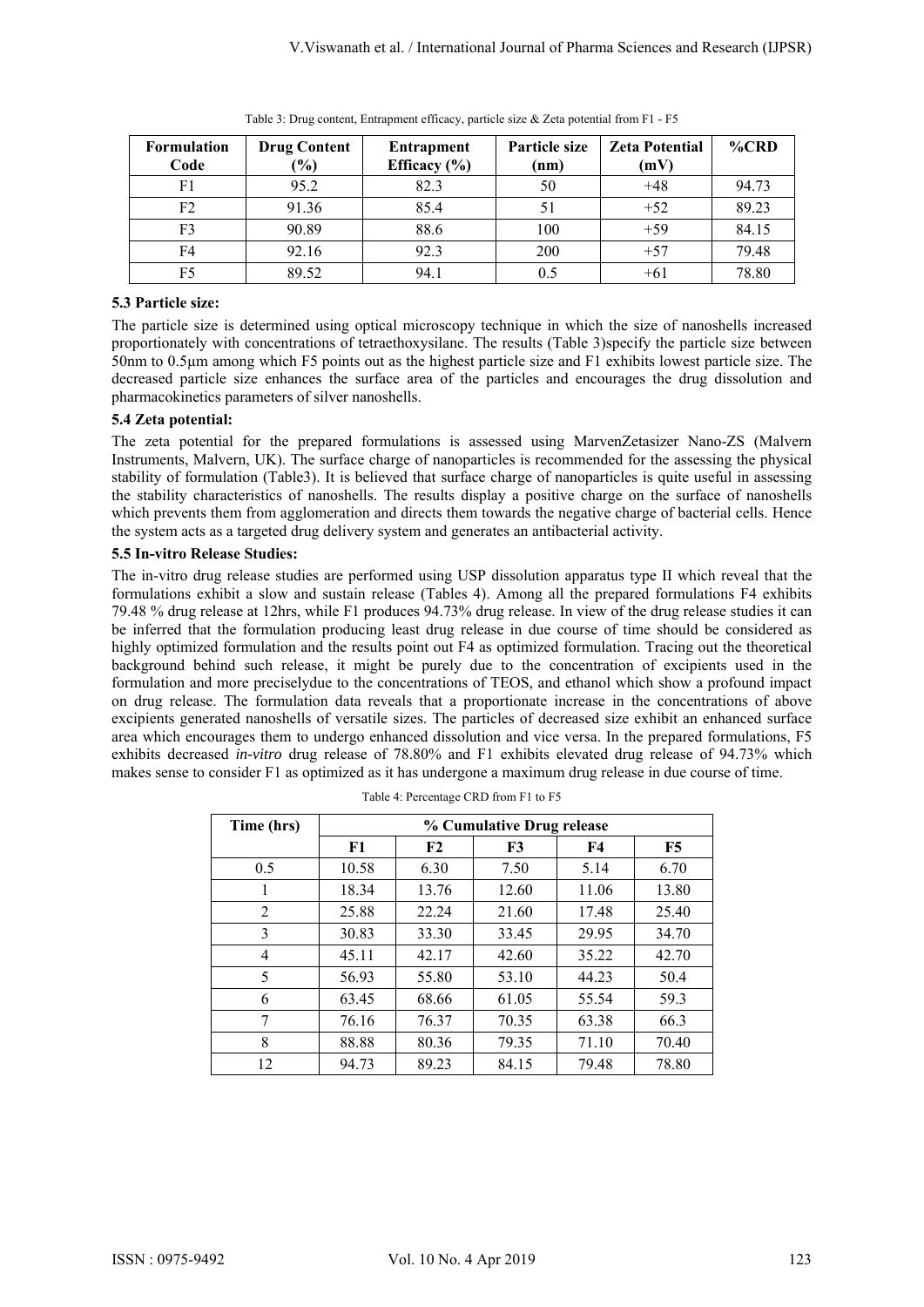Table 3: Drug content, Entrapment efficacy, particle size & Zeta potential from F1 - F5

| Formulation Code | Drug Content (%) | Entrapment Efficacy (%) | Particle size (nm) | Zeta Potential (mV) | %CRD |
|---|---|---|---|---|---|
| F1 | 95.2 | 82.3 | 50 | +48 | 94.73 |
| F2 | 91.36 | 85.4 | 51 | +52 | 89.23 |
| F3 | 90.89 | 88.6 | 100 | +59 | 84.15 |
| F4 | 92.16 | 92.3 | 200 | +57 | 79.48 |
| F5 | 89.52 | 94.1 | 0.5 | +61 | 78.80 |

### 5.3 Particle size:

The particle size is determined using optical microscopy technique in which the size of nanoshells increased proportionately with concentrations of tetraethoxysilane. The results (Table 3)specify the particle size between 50nm to 0.5µm among which F5 points out as the highest particle size and F1 exhibits lowest particle size. The decreased particle size enhances the surface area of the particles and encourages the drug dissolution and pharmacokinetics parameters of silver nanoshells.

### 5.4 Zeta potential:

The zeta potential for the prepared formulations is assessed using MarvenZetasizer Nano-ZS (Malvern Instruments, Malvern, UK). The surface charge of nanoparticles is recommended for the assessing the physical stability of formulation (Table3). It is believed that surface charge of nanoparticles is quite useful in assessing the stability characteristics of nanoshells. The results display a positive charge on the surface of nanoshells which prevents them from agglomeration and directs them towards the negative charge of bacterial cells. Hence the system acts as a targeted drug delivery system and generates an antibacterial activity.

### 5.5 In-vitro Release Studies:

The in-vitro drug release studies are performed using USP dissolution apparatus type II which reveal that the formulations exhibit a slow and sustain release (Tables 4). Among all the prepared formulations F4 exhibits 79.48 % drug release at 12hrs, while F1 produces 94.73% drug release. In view of the drug release studies it can be inferred that the formulation producing least drug release in due course of time should be considered as highly optimized formulation and the results point out F4 as optimized formulation. Tracing out the theoretical background behind such release, it might be purely due to the concentration of excipients used in the formulation and more preciselydue to the concentrations of TEOS, and ethanol which show a profound impact on drug release. The formulation data reveals that a proportionate increase in the concentrations of above excipients generated nanoshells of versatile sizes. The particles of decreased size exhibit an enhanced surface area which encourages them to undergo enhanced dissolution and vice versa. In the prepared formulations, F5 exhibits decreased *in-vitro* drug release of 78.80% and F1 exhibits elevated drug release of 94.73% which makes sense to consider F1 as optimized as it has undergone a maximum drug release in due course of time.

Table 4: Percentage CRD from F1 to F5

| Time (hrs) | % Cumulative Drug release | | | | |
|---|---|---|---|---|---|
| | F1 | F2 | F3 | F4 | F5 |
| 0.5 | 10.58 | 6.30 | 7.50 | 5.14 | 6.70 |
| 1 | 18.34 | 13.76 | 12.60 | 11.06 | 13.80 |
| 2 | 25.88 | 22.24 | 21.60 | 17.48 | 25.40 |
| 3 | 30.83 | 33.30 | 33.45 | 29.95 | 34.70 |
| 4 | 45.11 | 42.17 | 42.60 | 35.22 | 42.70 |
| 5 | 56.93 | 55.80 | 53.10 | 44.23 | 50.4 |
| 6 | 63.45 | 68.66 | 61.05 | 55.54 | 59.3 |
| 7 | 76.16 | 76.37 | 70.35 | 63.38 | 66.3 |
| 8 | 88.88 | 80.36 | 79.35 | 71.10 | 70.40 |
| 12 | 94.73 | 89.23 | 84.15 | 79.48 | 78.80 |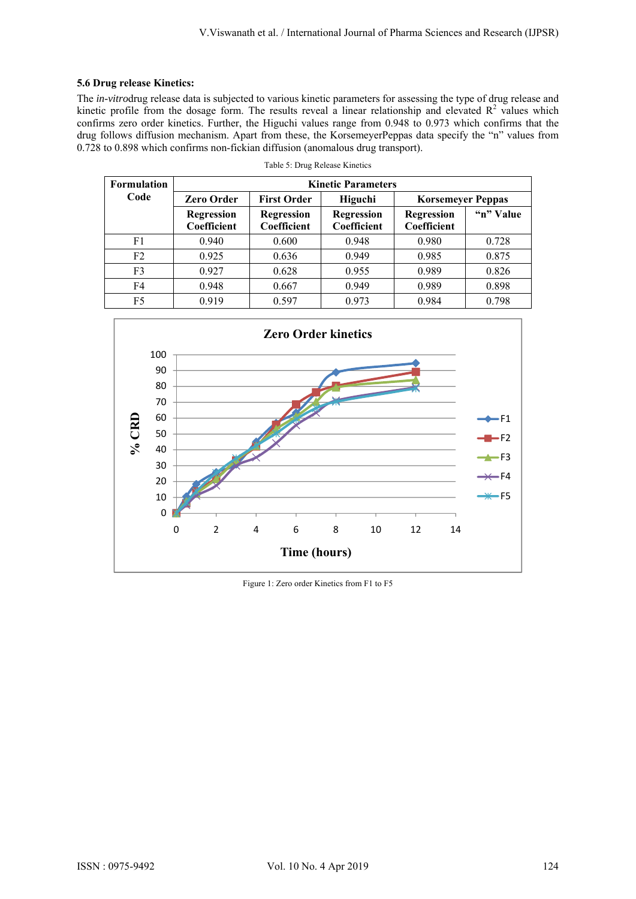### 5.6 Drug release Kinetics:

The *in-vitro*drug release data is subjected to various kinetic parameters for assessing the type of drug release and kinetic profile from the dosage form. The results reveal a linear relationship and elevated $R^2$ values which confirms zero order kinetics. Further, the Higuchi values range from 0.948 to 0.973 which confirms that the drug follows diffusion mechanism. Apart from these, the KorsemeyerPeppas data specify the "n" values from 0.728 to 0.898 which confirms non-fickian diffusion (anomalous drug transport).

Table 5: Drug Release Kinetics

| Formulation Code | Kinetic Parameters | | | | |
|---|---|---|---|---|---|
| | Zero Order | First Order | Higuchi | Korsemeyer Peppas | |
| | Regression Coefficient | Regression Coefficient | Regression Coefficient | Regression Coefficient | "n" Value |
| F1 | 0.940 | 0.600 | 0.948 | 0.980 | 0.728 |
| F2 | 0.925 | 0.636 | 0.949 | 0.985 | 0.875 |
| F3 | 0.927 | 0.628 | 0.955 | 0.989 | 0.826 |
| F4 | 0.948 | 0.667 | 0.949 | 0.989 | 0.898 |
| F5 | 0.919 | 0.597 | 0.973 | 0.984 | 0.798 |

Figure 1: Zero order Kinetics from F1 to F5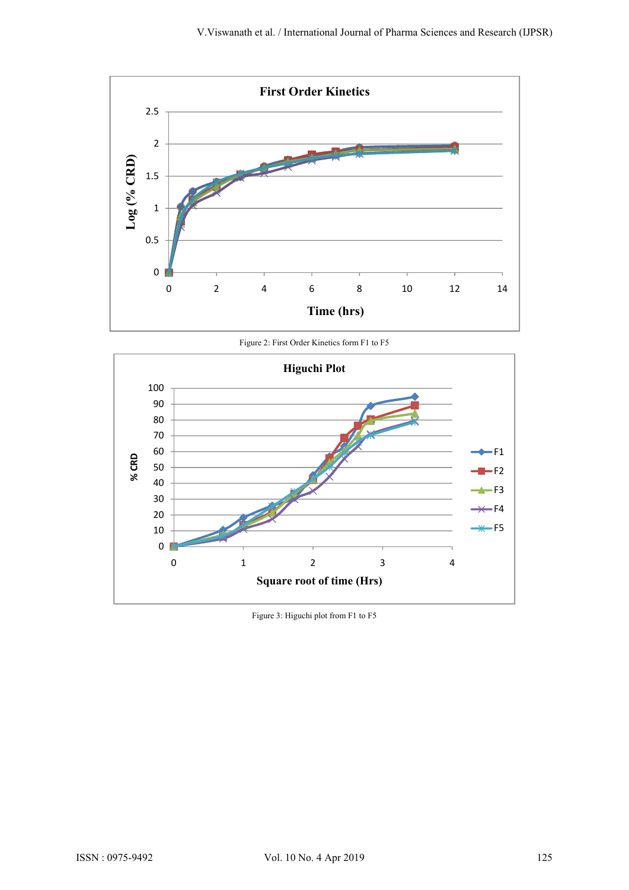Figure 2: First Order Kinetics form F1 to F5

Figure 3: Higuchi plot from F1 to F5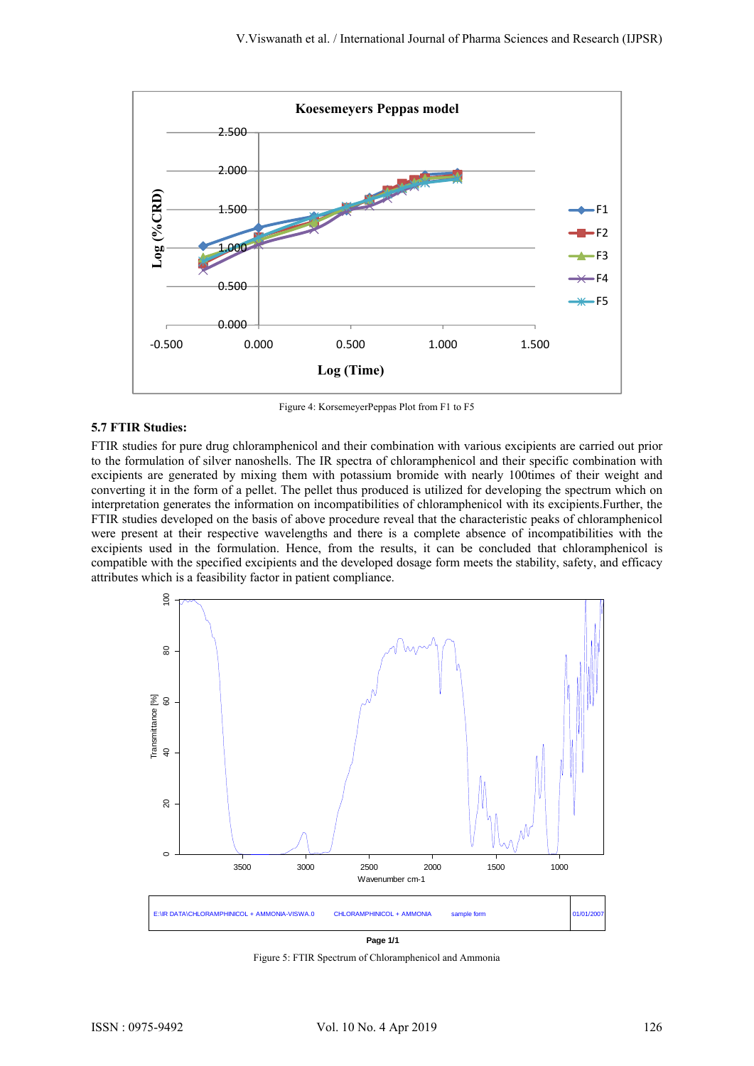Figure 4: KorsemeyerPeppas Plot from F1 to F5

### 5.7 FTIR Studies:

FTIR studies for pure drug chloramphenicol and their combination with various excipients are carried out prior to the formulation of silver nanoshells. The IR spectra of chloramphenicol and their specific combination with excipients are generated by mixing them with potassium bromide with nearly 100times of their weight and converting it in the form of a pellet. The pellet thus produced is utilized for developing the spectrum which on interpretation generates the information on incompatibilities of chloramphenicol with its excipients.Further, the FTIR studies developed on the basis of above procedure reveal that the characteristic peaks of chloramphenicol were present at their respective wavelengths and there is a complete absence of incompatibilities with the excipients used in the formulation. Hence, from the results, it can be concluded that chloramphenicol is compatible with the specified excipients and the developed dosage form meets the stability, safety, and efficacy attributes which is a feasibility factor in patient compliance.

Figure 5: FTIR Spectrum of Chloramphenicol and Ammonia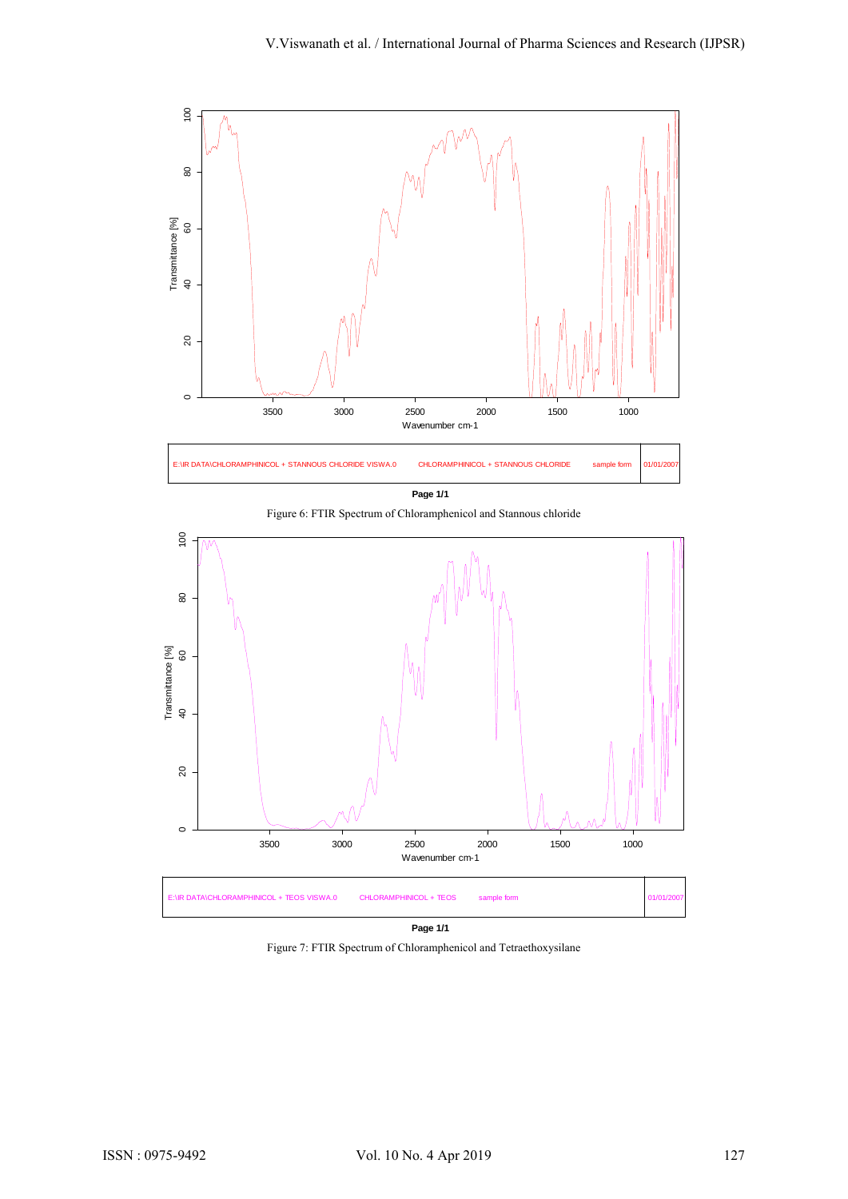Figure 6: FTIR Spectrum of Chloramphenicol and Stannous chloride

Figure 7: FTIR Spectrum of Chloramphenicol and Tetraethoxysilane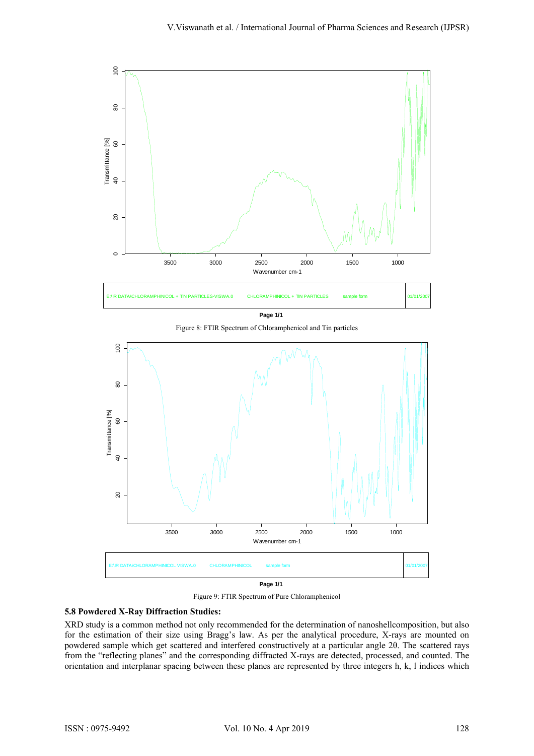Figure 8: FTIR Spectrum of Chloramphenicol and Tin particles

Figure 9: FTIR Spectrum of Pure Chloramphenicol

### 5.8 Powdered X-Ray Diffraction Studies:

XRD study is a common method not only recommended for the determination of nanoshellcomposition, but also for the estimation of their size using Bragg's law. As per the analytical procedure, X-rays are mounted on powdered sample which get scattered and interfered constructively at a particular angle 2θ. The scattered rays from the "reflecting planes" and the corresponding diffracted X-rays are detected, processed, and counted. The orientation and interplanar spacing between these planes are represented by three integers h, k, l indices which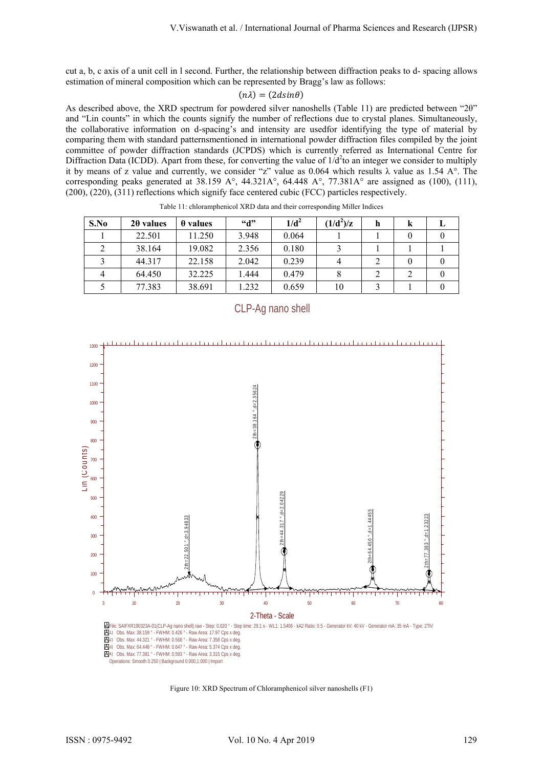cut a, b, c axis of a unit cell in l second. Further, the relationship between diffraction peaks to d- spacing allows estimation of mineral composition which can be represented by Bragg's law as follows:

$$(n\lambda) = (2d\sin\theta)$$

As described above, the XRD spectrum for powdered silver nanoshells (Table 11) are predicted between "2θ" and "Lin counts" in which the counts signify the number of reflections due to crystal planes. Simultaneously, the collaborative information on d-spacing's and intensity are usedfor identifying the type of material by comparing them with standard patternsmentioned in international powder diffraction files compiled by the joint committee of powder diffraction standards (JCPDS) which is currently referred as International Centre for Diffraction Data (ICDD). Apart from these, for converting the value of $1/d^2$to an integer we consider to multiply it by means of z value and currently, we consider "z" value as 0.064 which results λ value as 1.54 A°. The corresponding peaks generated at 38.159 A°, 44.321A°, 64.448 A°, 77.381A° are assigned as (100), (111), (200), (220), (311) reflections which signify face centered cubic (FCC) particles respectively.

Table 11: chloramphenicol XRD data and their corresponding Miller Indices

| S.No | 2θ values | θ values | "d" | $1/d^2$ | $(1/d^2)/z$ | h | k | L |
|---|---|---|---|---|---|---|---|---|
| 1 | 22.501 | 11.250 | 3.948 | 0.064 | 1 | 1 | 0 | 0 |
| 2 | 38.164 | 19.082 | 2.356 | 0.180 | 3 | 1 | 1 | 1 |
| 3 | 44.317 | 22.158 | 2.042 | 0.239 | 4 | 2 | 0 | 0 |
| 4 | 64.450 | 32.225 | 1.444 | 0.479 | 8 | 2 | 2 | 0 |
| 5 | 77.383 | 38.691 | 1.232 | 0.659 | 10 | 3 | 1 | 0 |

Figure 10: XRD Spectrum of Chloramphenicol silver nanoshells (F1)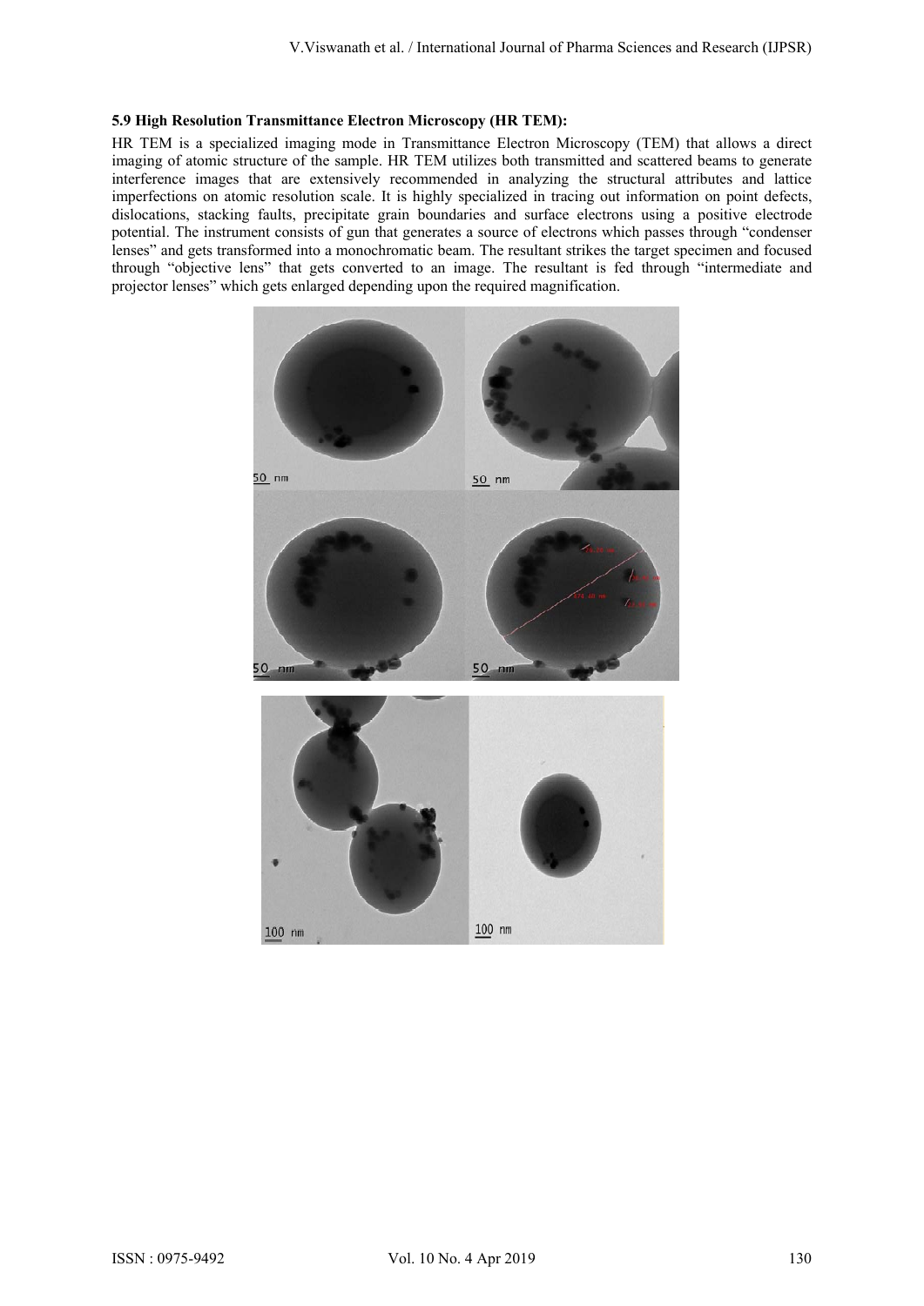### 5.9 High Resolution Transmittance Electron Microscopy (HR TEM):

HR TEM is a specialized imaging mode in Transmittance Electron Microscopy (TEM) that allows a direct imaging of atomic structure of the sample. HR TEM utilizes both transmitted and scattered beams to generate interference images that are extensively recommended in analyzing the structural attributes and lattice imperfections on atomic resolution scale. It is highly specialized in tracing out information on point defects, dislocations, stacking faults, precipitate grain boundaries and surface electrons using a positive electrode potential. The instrument consists of gun that generates a source of electrons which passes through "condenser lenses" and gets transformed into a monochromatic beam. The resultant strikes the target specimen and focused through "objective lens" that gets converted to an image. The resultant is fed through "intermediate and projector lenses" which gets enlarged depending upon the required magnification.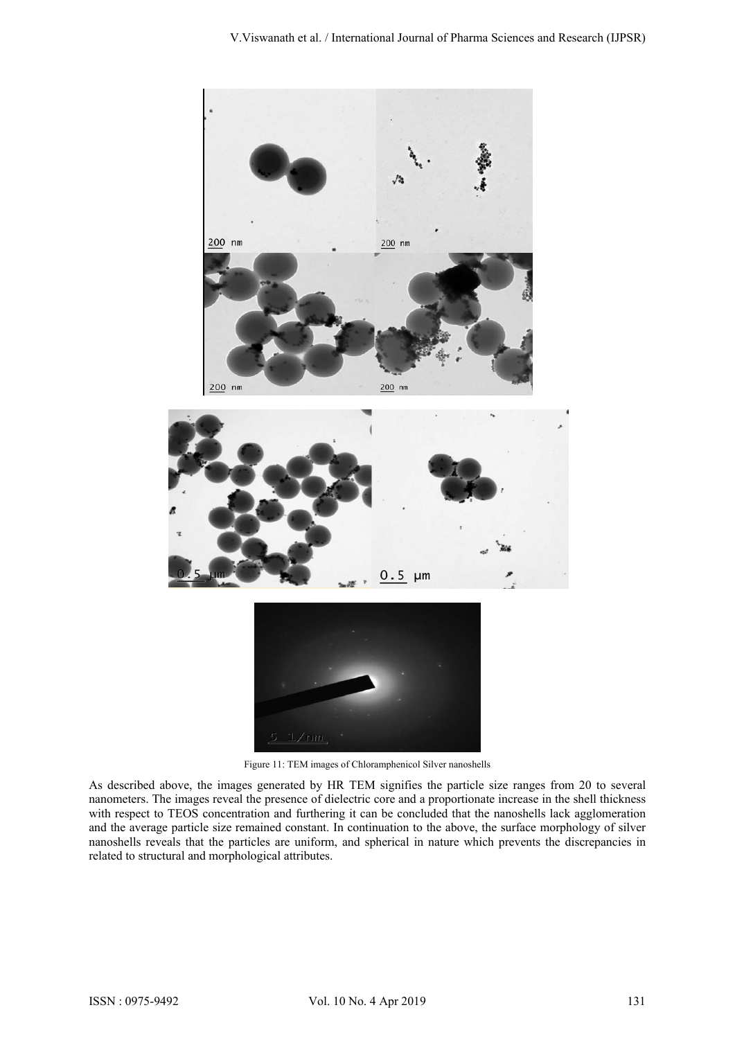Figure 11: TEM images of Chloramphenicol Silver nanoshells

As described above, the images generated by HR TEM signifies the particle size ranges from 20 to several nanometers. The images reveal the presence of dielectric core and a proportionate increase in the shell thickness with respect to TEOS concentration and furthering it can be concluded that the nanoshells lack agglomeration and the average particle size remained constant. In continuation to the above, the surface morphology of silver nanoshells reveals that the particles are uniform, and spherical in nature which prevents the discrepancies in related to structural and morphological attributes.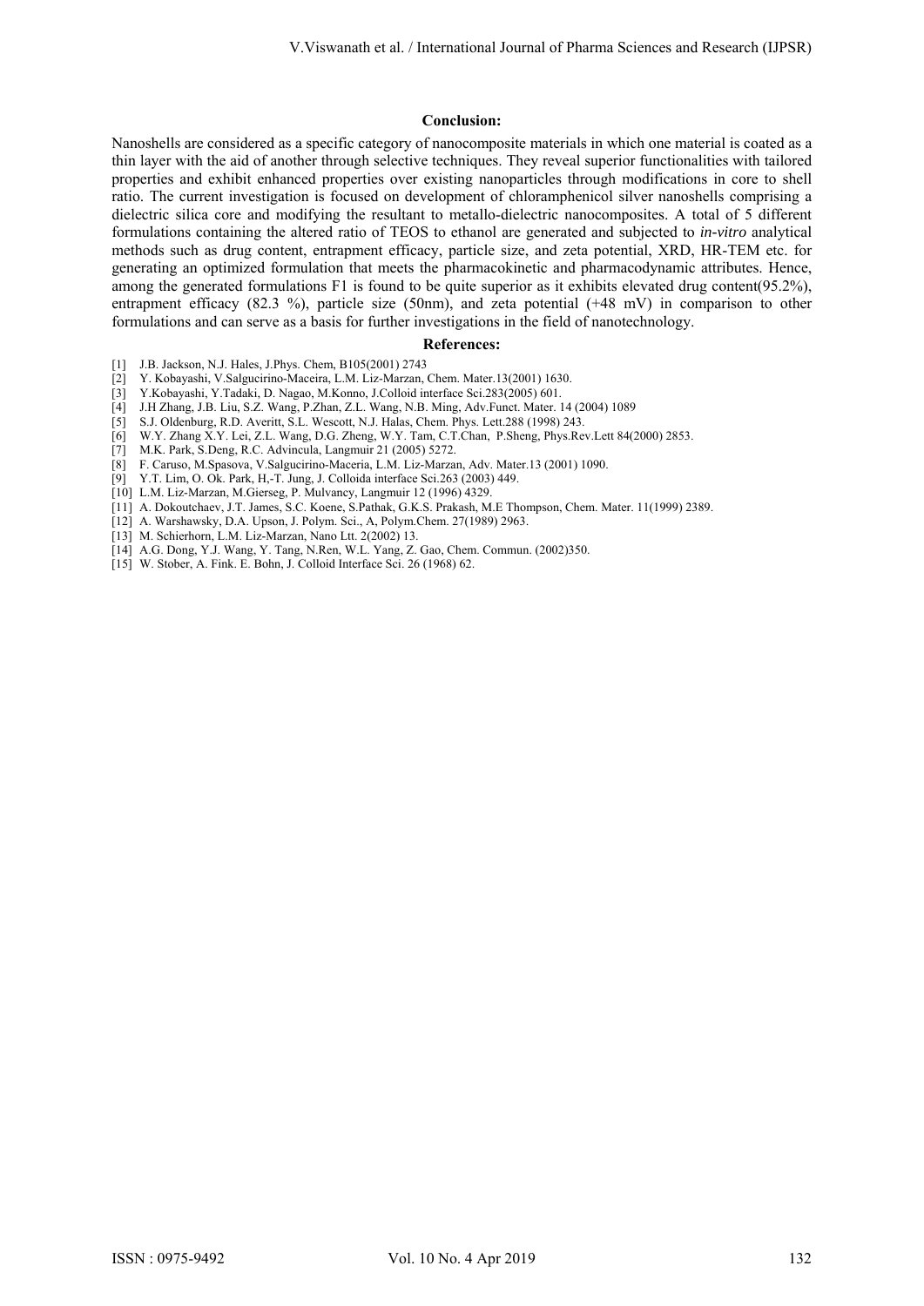## Conclusion:

Nanoshells are considered as a specific category of nanocomposite materials in which one material is coated as a thin layer with the aid of another through selective techniques. They reveal superior functionalities with tailored properties and exhibit enhanced properties over existing nanoparticles through modifications in core to shell ratio. The current investigation is focused on development of chloramphenicol silver nanoshells comprising a dielectric silica core and modifying the resultant to metallo-dielectric nanocomposites. A total of 5 different formulations containing the altered ratio of TEOS to ethanol are generated and subjected to *in-vitro* analytical methods such as drug content, entrapment efficacy, particle size, and zeta potential, XRD, HR-TEM etc. for generating an optimized formulation that meets the pharmacokinetic and pharmacodynamic attributes. Hence, among the generated formulations F1 is found to be quite superior as it exhibits elevated drug content(95.2%), entrapment efficacy (82.3 %), particle size (50nm), and zeta potential (+48 mV) in comparison to other formulations and can serve as a basis for further investigations in the field of nanotechnology.

## References:

[1] J.B. Jackson, N.J. Hales, J.Phys. Chem, B105(2001) 2743

[2] Y. Kobayashi, V.Salgucirino-Maceira, L.M. Liz-Marzan, Chem. Mater.13(2001) 1630.

[3] Y.Kobayashi, Y.Tadaki, D. Nagao, M.Konno, J.Colloid interface Sci.283(2005) 601.

[4] J.H Zhang, J.B. Liu, S.Z. Wang, P.Zhan, Z.L. Wang, N.B. Ming, Adv.Funct. Mater. 14 (2004) 1089

[5] S.J. Oldenburg, R.D. Averitt, S.L. Wescott, N.J. Halas, Chem. Phys. Lett.288 (1998) 243.

[6] W.Y. Zhang X.Y. Lei, Z.L. Wang, D.G. Zheng, W.Y. Tam, C.T.Chan, P.Sheng, Phys.Rev.Lett 84(2000) 2853.

[7] M.K. Park, S.Deng, R.C. Advincula, Langmuir 21 (2005) 5272.

[8] F. Caruso, M.Spasova, V.Salgucirino-Maceria, L.M. Liz-Marzan, Adv. Mater.13 (2001) 1090.

[9] Y.T. Lim, O. Ok. Park, H,-T. Jung, J. Colloida interface Sci.263 (2003) 449.

[10] L.M. Liz-Marzan, M.Gierseg, P. Mulvancy, Langmuir 12 (1996) 4329.

[11] A. Dokoutchaev, J.T. James, S.C. Koene, S.Pathak, G.K.S. Prakash, M.E Thompson, Chem. Mater. 11(1999) 2389.

[12] A. Warshawsky, D.A. Upson, J. Polym. Sci., A, Polym.Chem. 27(1989) 2963.

[13] M. Schierhorn, L.M. Liz-Marzan, Nano Ltt. 2(2002) 13.

[14] A.G. Dong, Y.J. Wang, Y. Tang, N.Ren, W.L. Yang, Z. Gao, Chem. Commun. (2002)350.

[15] W. Stober, A. Fink. E. Bohn, J. Colloid Interface Sci. 26 (1968) 62.